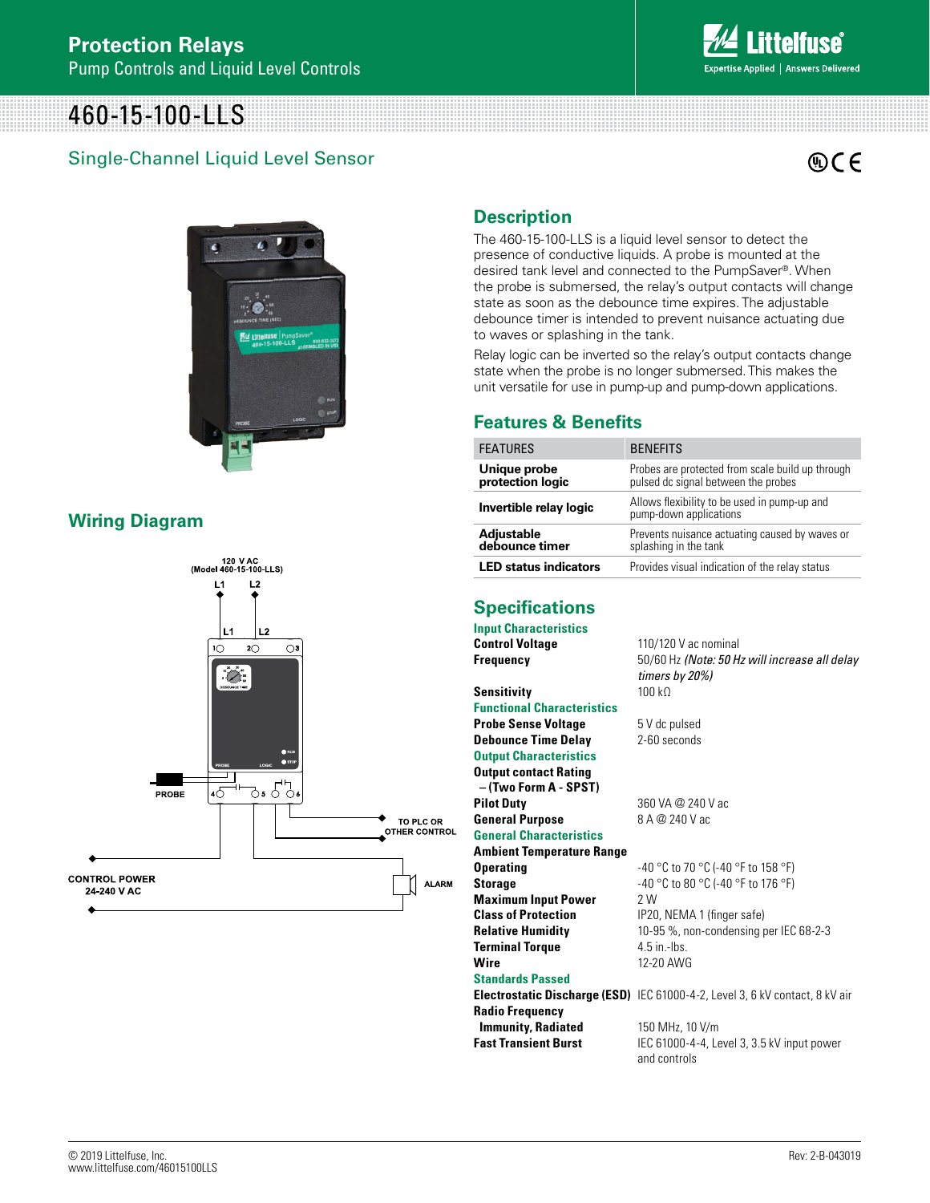# Protection Relays

Pump Controls and Liquid Level Controls

# 460-15-100-LLS

## Single-Channel Liquid Level Sensor

## Description

The 460-15-100-LLS is a liquid level sensor to detect the presence of conductive liquids. A probe is mounted at the desired tank level and connected to the PumpSaver®. When the probe is submersed, the relay's output contacts will change state as soon as the debounce time expires. The adjustable debounce timer is intended to prevent nuisance actuating due to waves or splashing in the tank.

Relay logic can be inverted so the relay's output contacts change state when the probe is no longer submersed. This makes the unit versatile for use in pump-up and pump-down applications.

## Features & Benefits

| FEATURES | BENEFITS |
|---|---|
| **Unique probe protection logic** | Probes are protected from scale build up through pulsed dc signal between the probes |
| **Invertible relay logic** | Allows flexibility to be used in pump-up and pump-down applications |
| **Adjustable debounce timer** | Prevents nuisance actuating caused by waves or splashing in the tank |
| **LED status indicators** | Provides visual indication of the relay status |

## Wiring Diagram

120 V AC (Model 460-15-100-LLS)

L1 L2

PROBE

TO PLC OR OTHER CONTROL

CONTROL POWER 24-240 V AC

ALARM

## Specifications

### Input Characteristics

| | |
|---|---|
| **Control Voltage** | 110/120 V ac nominal |
| **Frequency** | 50/60 Hz *(Note: 50 Hz will increase all delay timers by 20%)* |
| **Sensitivity** | 100 kΩ |

### Functional Characteristics

| | |
|---|---|
| **Probe Sense Voltage** | 5 V dc pulsed |
| **Debounce Time Delay** | 2-60 seconds |

### Output Characteristics

| | |
|---|---|
| **Output contact Rating – (Two Form A - SPST)** | |
| **Pilot Duty** | 360 VA @ 240 V ac |
| **General Purpose** | 8 A @ 240 V ac |

### General Characteristics

| | |
|---|---|
| **Ambient Temperature Range** | |
| **Operating** | -40 °C to 70 °C (-40 °F to 158 °F) |
| **Storage** | -40 °C to 80 °C (-40 °F to 176 °F) |
| **Maximum Input Power** | 2 W |
| **Class of Protection** | IP20, NEMA 1 (finger safe) |
| **Relative Humidity** | 10-95 %, non-condensing per IEC 68-2-3 |
| **Terminal Torque** | 4.5 in.-lbs. |
| **Wire** | 12-20 AWG |

### Standards Passed

| | |
|---|---|
| **Electrostatic Discharge (ESD)** | IEC 61000-4-2, Level 3, 6 kV contact, 8 kV air |
| **Radio Frequency Immunity, Radiated** | 150 MHz, 10 V/m |
| **Fast Transient Burst** | IEC 61000-4-4, Level 3, 3.5 kV input power and controls |

© 2019 Littelfuse, Inc.
www.littelfuse.com/46015100LLS

Rev: 2-B-043019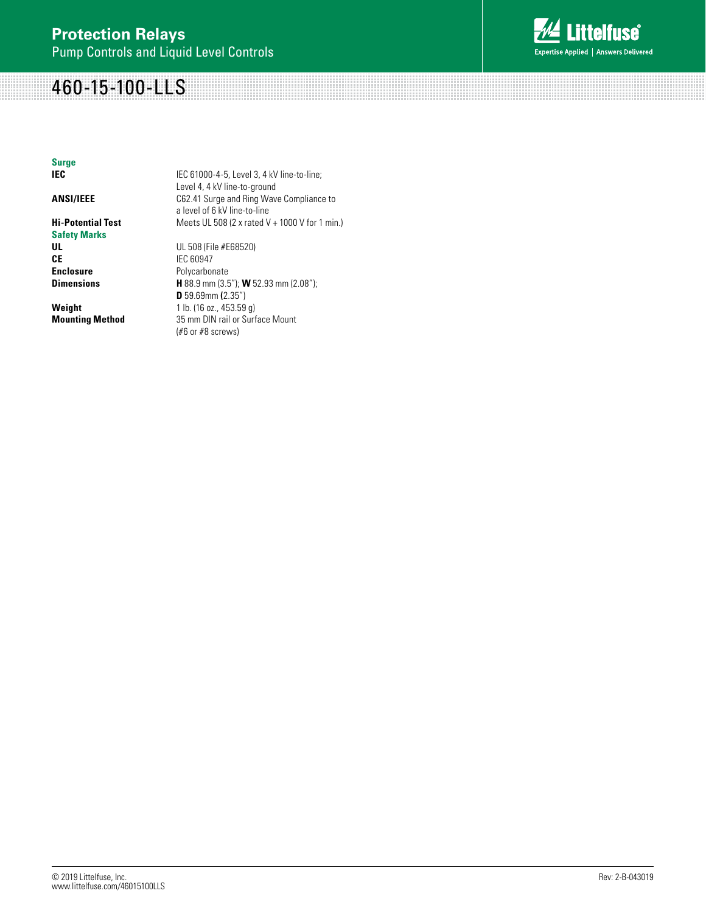# 460-15-100-LLS

**Surge**

| | |
|---|---|
| **IEC** | IEC 61000-4-5, Level 3, 4 kV line-to-line; Level 4, 4 kV line-to-ground |
| **ANSI/IEEE** | C62.41 Surge and Ring Wave Compliance to a level of 6 kV line-to-line |
| **Hi-Potential Test** | Meets UL 508 (2 x rated V + 1000 V for 1 min.) |

**Safety Marks**

| | |
|---|---|
| **UL** | UL 508 (File #E68520) |
| **CE** | IEC 60947 |
| **Enclosure** | Polycarbonate |
| **Dimensions** | **H** 88.9 mm (3.5"); **W** 52.93 mm (2.08"); **D** 59.69mm (2.35") |
| **Weight** | 1 lb. (16 oz., 453.59 g) |
| **Mounting Method** | 35 mm DIN rail or Surface Mount (#6 or #8 screws) |